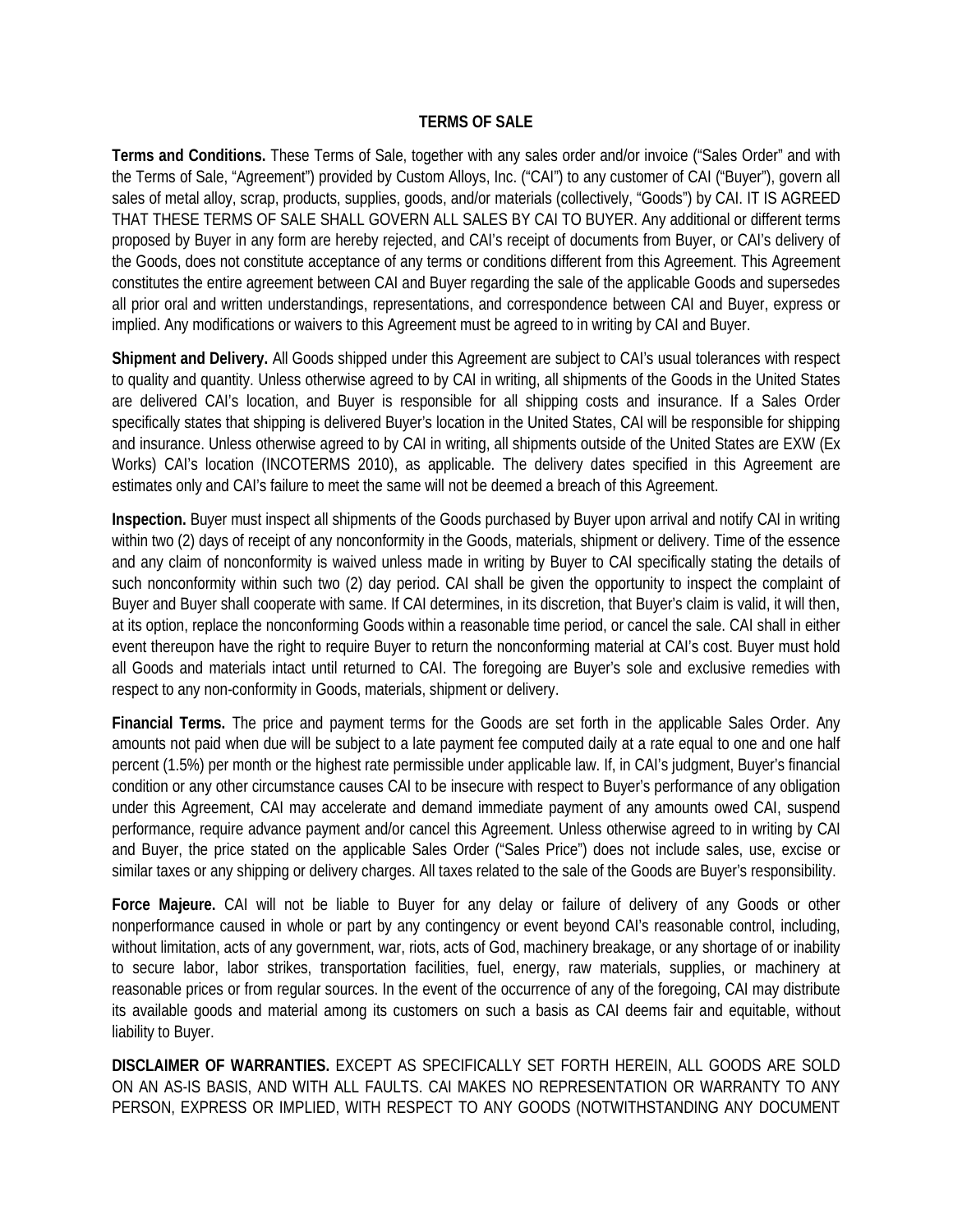# TERMS OF SALE

**Terms and Conditions.** These Terms of Sale, together with any sales order and/or invoice ("Sales Order" and with the Terms of Sale, "Agreement") provided by Custom Alloys, Inc. ("CAI") to any customer of CAI ("Buyer"), govern all sales of metal alloy, scrap, products, supplies, goods, and/or materials (collectively, "Goods") by CAI. IT IS AGREED THAT THESE TERMS OF SALE SHALL GOVERN ALL SALES BY CAI TO BUYER. Any additional or different terms proposed by Buyer in any form are hereby rejected, and CAI's receipt of documents from Buyer, or CAI's delivery of the Goods, does not constitute acceptance of any terms or conditions different from this Agreement. This Agreement constitutes the entire agreement between CAI and Buyer regarding the sale of the applicable Goods and supersedes all prior oral and written understandings, representations, and correspondence between CAI and Buyer, express or implied. Any modifications or waivers to this Agreement must be agreed to in writing by CAI and Buyer.

**Shipment and Delivery.** All Goods shipped under this Agreement are subject to CAI's usual tolerances with respect to quality and quantity. Unless otherwise agreed to by CAI in writing, all shipments of the Goods in the United States are delivered CAI's location, and Buyer is responsible for all shipping costs and insurance. If a Sales Order specifically states that shipping is delivered Buyer's location in the United States, CAI will be responsible for shipping and insurance. Unless otherwise agreed to by CAI in writing, all shipments outside of the United States are EXW (Ex Works) CAI's location (INCOTERMS 2010), as applicable. The delivery dates specified in this Agreement are estimates only and CAI's failure to meet the same will not be deemed a breach of this Agreement.

**Inspection.** Buyer must inspect all shipments of the Goods purchased by Buyer upon arrival and notify CAI in writing within two (2) days of receipt of any nonconformity in the Goods, materials, shipment or delivery. Time of the essence and any claim of nonconformity is waived unless made in writing by Buyer to CAI specifically stating the details of such nonconformity within such two (2) day period. CAI shall be given the opportunity to inspect the complaint of Buyer and Buyer shall cooperate with same. If CAI determines, in its discretion, that Buyer's claim is valid, it will then, at its option, replace the nonconforming Goods within a reasonable time period, or cancel the sale. CAI shall in either event thereupon have the right to require Buyer to return the nonconforming material at CAI's cost. Buyer must hold all Goods and materials intact until returned to CAI. The foregoing are Buyer's sole and exclusive remedies with respect to any non-conformity in Goods, materials, shipment or delivery.

**Financial Terms.** The price and payment terms for the Goods are set forth in the applicable Sales Order. Any amounts not paid when due will be subject to a late payment fee computed daily at a rate equal to one and half percent (1.5%) per month or the highest rate permissible under applicable law. If, in CAI's judgment, Buyer's financial condition or any other circumstance causes CAI to be insecure with respect to Buyer's performance of any obligation under this Agreement, CAI may accelerate and demand immediate payment of any amounts owed CAI, suspend performance, require advance payment and/or cancel this Agreement. Unless otherwise agreed to in writing by CAI and Buyer, the price stated on the applicable Sales Order ("Sales Price") does not include sales, use, excise or similar taxes or any shipping or delivery charges. All taxes related to the sale of the Goods are Buyer's responsibility.

**Force Majeure.** CAI will not be liable to Buyer for any delay or failure of delivery of any Goods or other nonperformance caused in whole or part by any contingency or event beyond CAI's reasonable control, including, without limitation, acts of any government, war, riots, acts of God, machinery breakage, or any shortage of or inability to secure labor, labor strikes, transportation facilities, fuel, energy, raw materials, supplies, or machinery at reasonable prices or from regular sources. In the event of the occurrence of any of the foregoing, CAI may distribute its available goods and material among its customers on such a basis as CAI deems fair and equitable, without liability to Buyer.

**DISCLAIMER OF WARRANTIES.** EXCEPT AS SPECIFICALLY SET FORTH HEREIN, ALL GOODS ARE SOLD ON AN AS-IS BASIS, AND WITH ALL FAULTS. CAI MAKES NO REPRESENTATION OR WARRANTY TO ANY PERSON, EXPRESS OR IMPLIED, WITH RESPECT TO ANY GOODS (NOTWITHSTANDING ANY DOCUMENT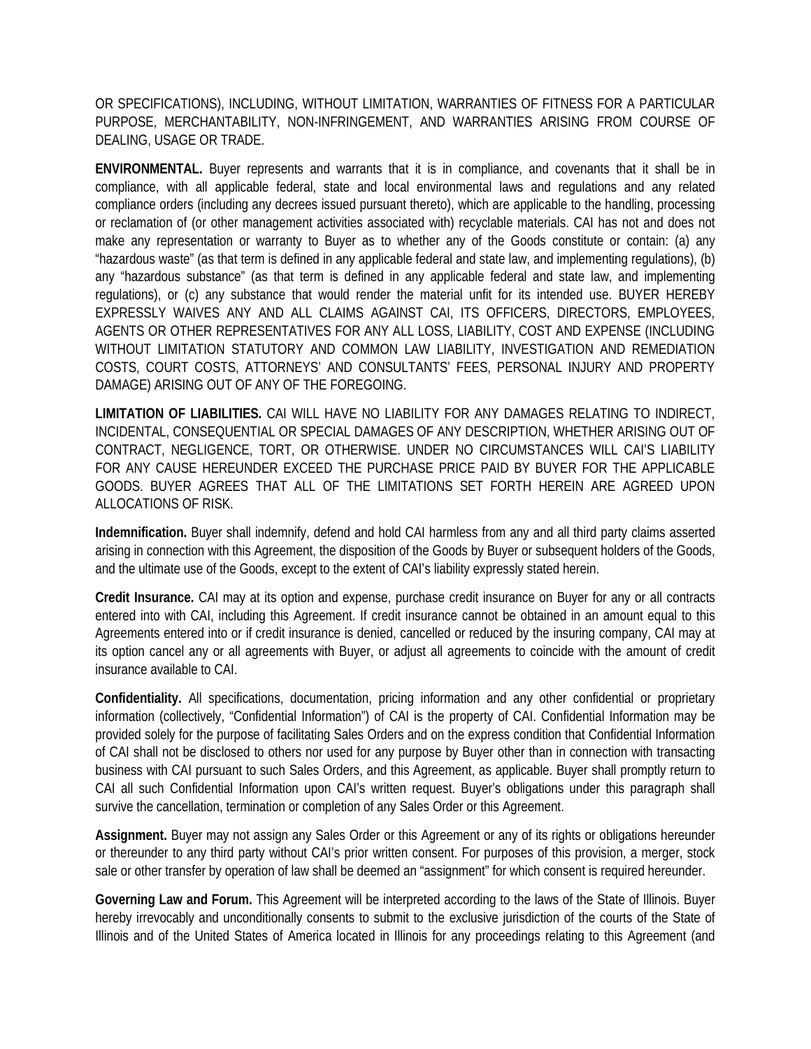OR SPECIFICATIONS), INCLUDING, WITHOUT LIMITATION, WARRANTIES OF FITNESS FOR A PARTICULAR PURPOSE, MERCHANTABILITY, NON-INFRINGEMENT, AND WARRANTIES ARISING FROM COURSE OF DEALING, USAGE OR TRADE.

**ENVIRONMENTAL.** Buyer represents and warrants that it is in compliance, and covenants that it shall be in compliance, with all applicable federal, state and local environmental laws and regulations and any related compliance orders (including any decrees issued pursuant thereto), which are applicable to the handling, processing or reclamation of (or other management activities associated with) recyclable materials. CAI has not and does not make any representation or warranty to Buyer as to whether any of the Goods constitute or contain: (a) any "hazardous waste" (as that term is defined in any applicable federal and state law, and implementing regulations), (b) any "hazardous substance" (as that term is defined in any applicable federal and state law, and implementing regulations), or (c) any substance that would render the material unfit for its intended use. BUYER HEREBY EXPRESSLY WAIVES ANY AND ALL CLAIMS AGAINST CAI, ITS OFFICERS, DIRECTORS, EMPLOYEES, AGENTS OR OTHER REPRESENTATIVES FOR ANY ALL LOSS, LIABILITY, COST AND EXPENSE (INCLUDING WITHOUT LIMITATION STATUTORY AND COMMON LAW LIABILITY, INVESTIGATION AND REMEDIATION COSTS, COURT COSTS, ATTORNEYS' AND CONSULTANTS' FEES, PERSONAL INJURY AND PROPERTY DAMAGE) ARISING OUT OF ANY OF THE FOREGOING.

**LIMITATION OF LIABILITIES.** CAI WILL HAVE NO LIABILITY FOR ANY DAMAGES RELATING TO INDIRECT, INCIDENTAL, CONSEQUENTIAL OR SPECIAL DAMAGES OF ANY DESCRIPTION, WHETHER ARISING OUT OF CONTRACT, NEGLIGENCE, TORT, OR OTHERWISE. UNDER NO CIRCUMSTANCES WILL CAI'S LIABILITY FOR ANY CAUSE HEREUNDER EXCEED THE PURCHASE PRICE PAID BY BUYER FOR THE APPLICABLE GOODS. BUYER AGREES THAT ALL OF THE LIMITATIONS SET FORTH HEREIN ARE AGREED UPON ALLOCATIONS OF RISK.

**Indemnification.** Buyer shall indemnify, defend and hold CAI harmless from any and all third party claims asserted arising in connection with this Agreement, the disposition of the Goods by Buyer or subsequent holders of the Goods, and the ultimate use of the Goods, except to the extent of CAI's liability expressly stated herein.

**Credit Insurance.** CAI may at its option and expense, purchase credit insurance on Buyer for any or all contracts entered into with CAI, including this Agreement. If credit insurance cannot be obtained in an amount equal to this Agreements entered into or if credit insurance is denied, cancelled or reduced by the insuring company, CAI may at its option cancel any or all agreements with Buyer, or adjust all agreements to coincide with the amount of credit insurance available to CAI.

**Confidentiality.** All specifications, documentation, pricing information and any other confidential or proprietary information (collectively, "Confidential Information") of CAI is the property of CAI. Confidential Information may be provided solely for the purpose of facilitating Sales Orders and on the express condition that Confidential Information of CAI shall not be disclosed to others nor used for any purpose by Buyer other than in connection with transacting business with CAI pursuant to such Sales Orders, and this Agreement, as applicable. Buyer shall promptly return to CAI all such Confidential Information upon CAI's written request. Buyer's obligations under this paragraph shall survive the cancellation, termination or completion of any Sales Order or this Agreement.

**Assignment.** Buyer may not assign any Sales Order or this Agreement or any of its rights or obligations hereunder or thereunder to any third party without CAI's prior written consent. For purposes of this provision, a merger, stock sale or other transfer by operation of law shall be deemed an "assignment" for which consent is required hereunder.

**Governing Law and Forum.** This Agreement will be interpreted according to the laws of the State of Illinois. Buyer hereby irrevocably and unconditionally consents to submit to the exclusive jurisdiction of the courts of the State of Illinois and of the United States of America located in Illinois for any proceedings relating to this Agreement (and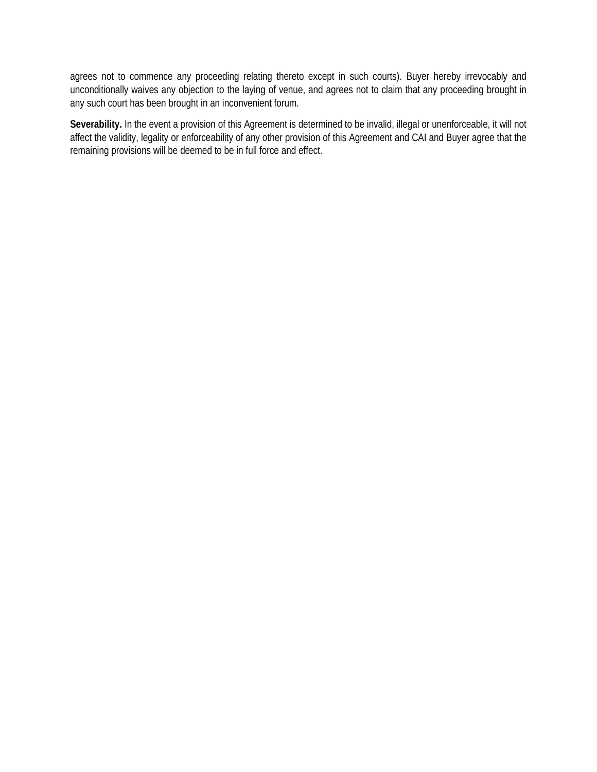agrees not to commence any proceeding relating thereto except in such courts). Buyer hereby irrevocably and unconditionally waives any objection to the laying of venue, and agrees not to claim that any proceeding brought in any such court has been brought in an inconvenient forum.

**Severability.** In the event a provision of this Agreement is determined to be invalid, illegal or unenforceable, it will not affect the validity, legality or enforceability of any other provision of this Agreement and CAI and Buyer agree that the remaining provisions will be deemed to be in full force and effect.